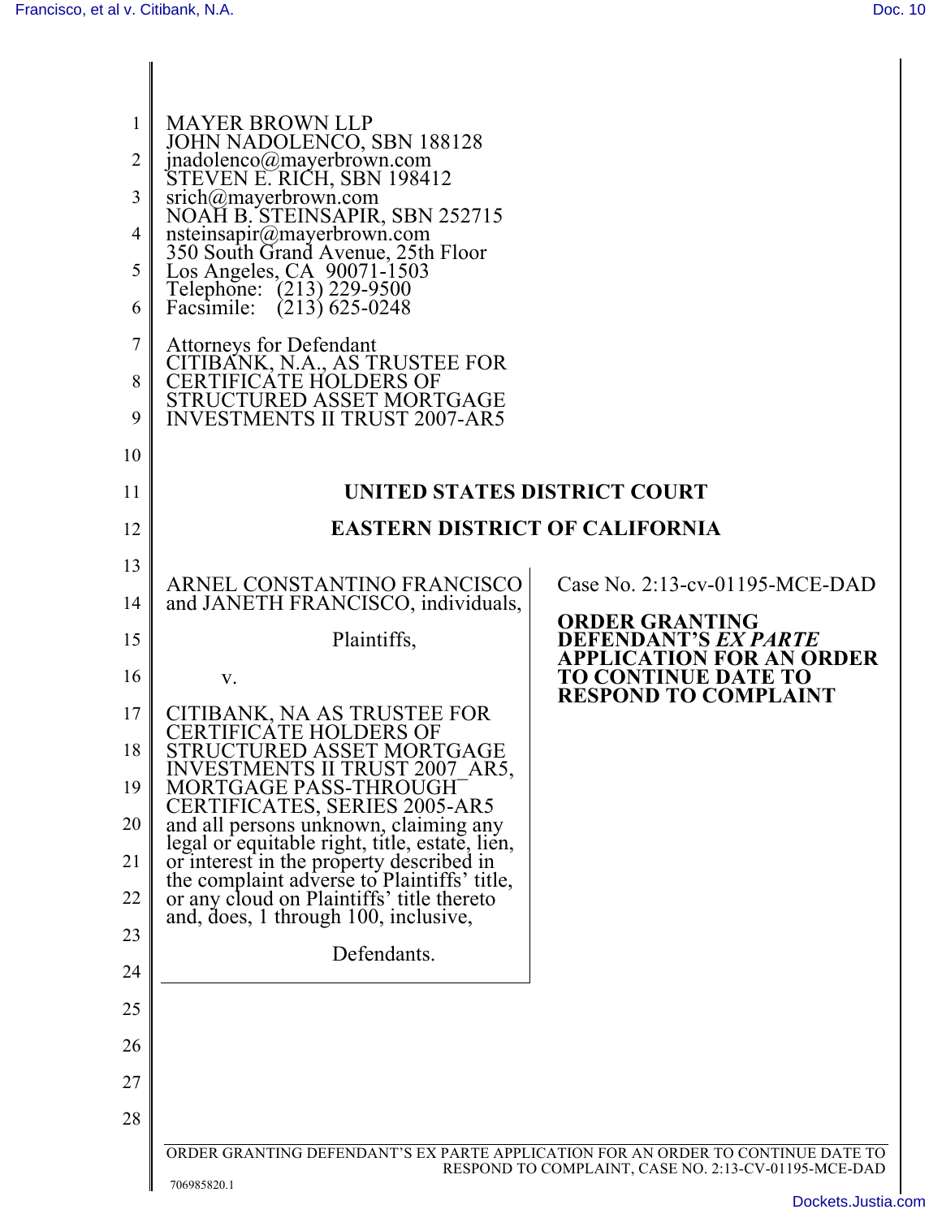MAYER BROWN LLP
JOHN NADOLENCO, SBN 188128
jnadolenco@mayerbrown.com
STEVEN E. RICH, SBN 198412
srich@mayerbrown.com
NOAH B. STEINSAPIR, SBN 252715
nsteinsapir@mayerbrown.com
350 South Grand Avenue, 25th Floor
Los Angeles, CA 90071-1503
Telephone: (213) 229-9500
Facsimile: (213) 625-0248

Attorneys for Defendant
CITIBANK, N.A., AS TRUSTEE FOR
CERTIFICATE HOLDERS OF
STRUCTURED ASSET MORTGAGE
INVESTMENTS II TRUST 2007-AR5

**UNITED STATES DISTRICT COURT**

**EASTERN DISTRICT OF CALIFORNIA**

ARNEL CONSTANTINO FRANCISCO and JANETH FRANCISCO, individuals,

Plaintiffs,

v.

CITIBANK, NA AS TRUSTEE FOR CERTIFICATE HOLDERS OF STRUCTURED ASSET MORTGAGE INVESTMENTS II TRUST 2007_AR5, MORTGAGE PASS-THROUGH CERTIFICATES, SERIES 2005-AR5 and all persons unknown, claiming any legal or equitable right, title, estate, lien, or interest in the property described in the complaint adverse to Plaintiffs' title, or any cloud on Plaintiffs' title thereto and, does, 1 through 100, inclusive,

Defendants.

Case No. 2:13-cv-01195-MCE-DAD

**ORDER GRANTING DEFENDANT'S *EX PARTE* APPLICATION FOR AN ORDER TO CONTINUE DATE TO RESPOND TO COMPLAINT**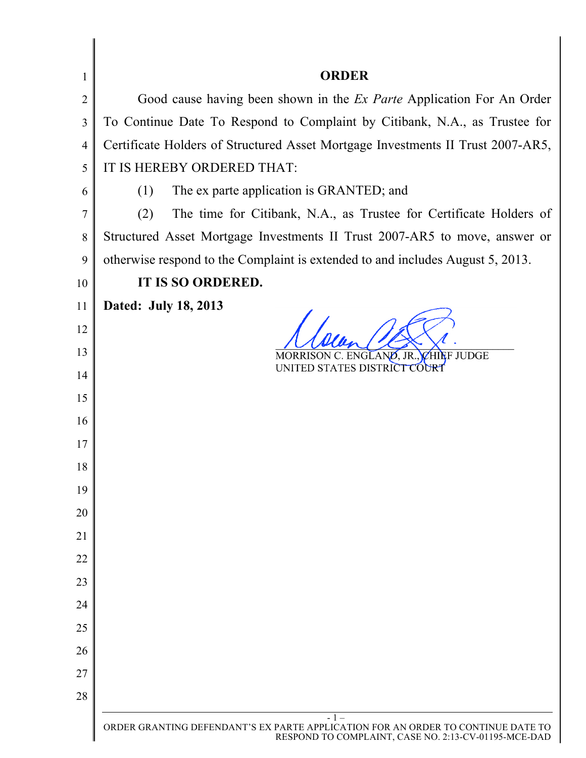# ORDER

Good cause having been shown in the *Ex Parte* Application For An Order To Continue Date To Respond to Complaint by Citibank, N.A., as Trustee for Certificate Holders of Structured Asset Mortgage Investments II Trust 2007-AR5, IT IS HEREBY ORDERED THAT:

(1) The ex parte application is GRANTED; and

(2) The time for Citibank, N.A., as Trustee for Certificate Holders of Structured Asset Mortgage Investments II Trust 2007-AR5 to move, answer or otherwise respond to the Complaint is extended to and includes August 5, 2013.

**IT IS SO ORDERED.**

**Dated: July 18, 2013**

MORRISON C. ENGLAND, JR., CHIEF JUDGE
UNITED STATES DISTRICT COURT

ORDER GRANTING DEFENDANT'S EX PARTE APPLICATION FOR AN ORDER TO CONTINUE DATE TO RESPOND TO COMPLAINT, CASE NO. 2:13-CV-01195-MCE-DAD